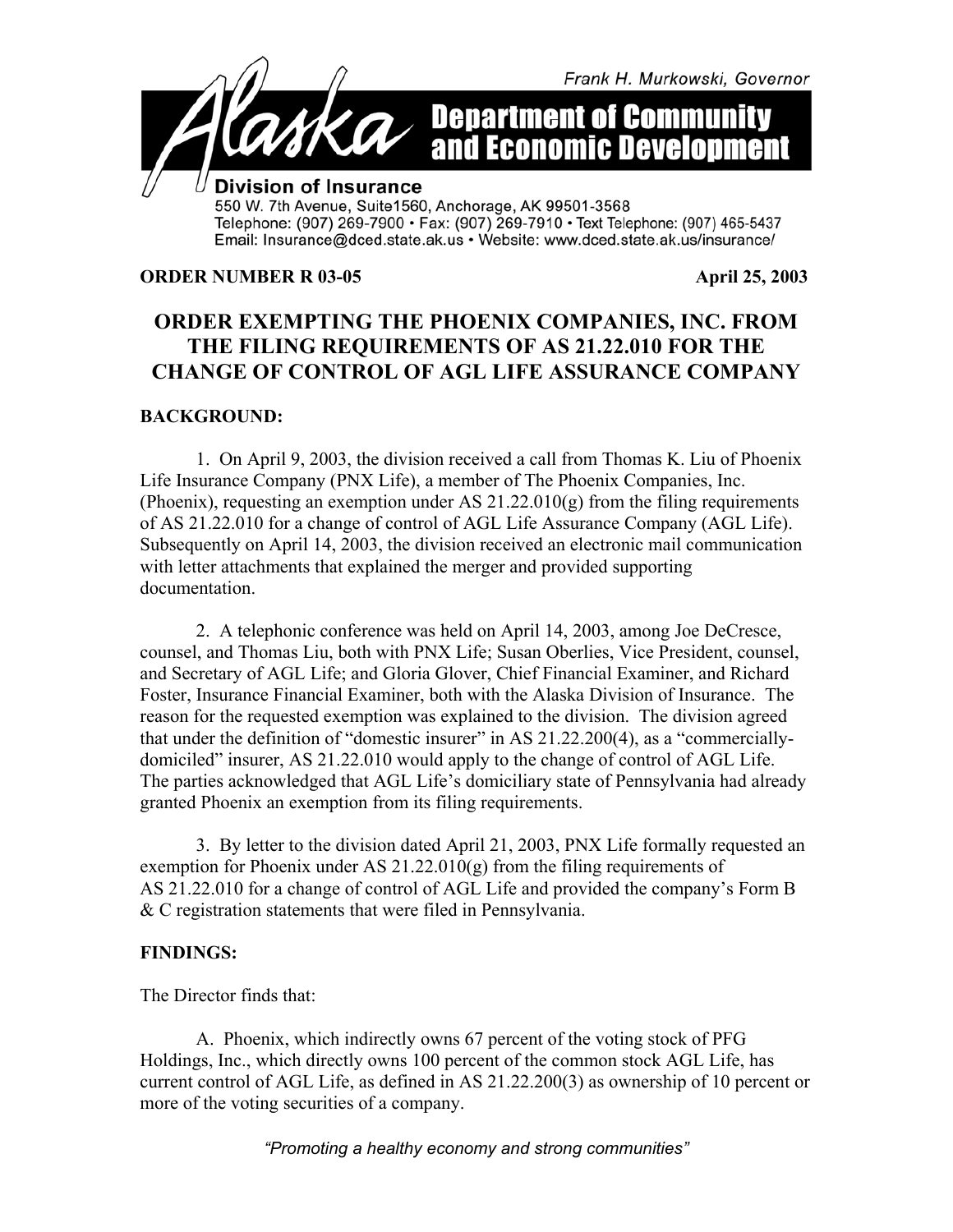Frank H. Murkowski, Governor

# Alaska Department of Community and Economic Development

**Division of Insurance**
550 W. 7th Avenue, Suite1560, Anchorage, AK 99501-3568
Telephone: (907) 269-7900 • Fax: (907) 269-7910 • Text Telephone: (907) 465-5437
Email: Insurance@dced.state.ak.us • Website: www.dced.state.ak.us/insurance/

**ORDER NUMBER R 03-05** **April 25, 2003**

## ORDER EXEMPTING THE PHOENIX COMPANIES, INC. FROM THE FILING REQUIREMENTS OF AS 21.22.010 FOR THE CHANGE OF CONTROL OF AGL LIFE ASSURANCE COMPANY

**BACKGROUND:**

1. On April 9, 2003, the division received a call from Thomas K. Liu of Phoenix Life Insurance Company (PNX Life), a member of The Phoenix Companies, Inc. (Phoenix), requesting an exemption under AS 21.22.010(g) from the filing requirements of AS 21.22.010 for a change of control of AGL Life Assurance Company (AGL Life). Subsequently on April 14, 2003, the division received an electronic mail communication with letter attachments that explained the merger and provided supporting documentation.

2. A telephonic conference was held on April 14, 2003, among Joe DeCresce, counsel, and Thomas Liu, both with PNX Life; Susan Oberlies, Vice President, counsel, and Secretary of AGL Life; and Gloria Glover, Chief Financial Examiner, and Richard Foster, Insurance Financial Examiner, both with the Alaska Division of Insurance. The reason for the requested exemption was explained to the division. The division agreed that under the definition of "domestic insurer" in AS 21.22.200(4), as a "commercially-domiciled" insurer, AS 21.22.010 would apply to the change of control of AGL Life. The parties acknowledged that AGL Life's domiciliary state of Pennsylvania had already granted Phoenix an exemption from its filing requirements.

3. By letter to the division dated April 21, 2003, PNX Life formally requested an exemption for Phoenix under AS 21.22.010(g) from the filing requirements of AS 21.22.010 for a change of control of AGL Life and provided the company's Form B & C registration statements that were filed in Pennsylvania.

**FINDINGS:**

The Director finds that:

A. Phoenix, which indirectly owns 67 percent of the voting stock of PFG Holdings, Inc., which directly owns 100 percent of the common stock AGL Life, has current control of AGL Life, as defined in AS 21.22.200(3) as ownership of 10 percent or more of the voting securities of a company.

*"Promoting a healthy economy and strong communities"*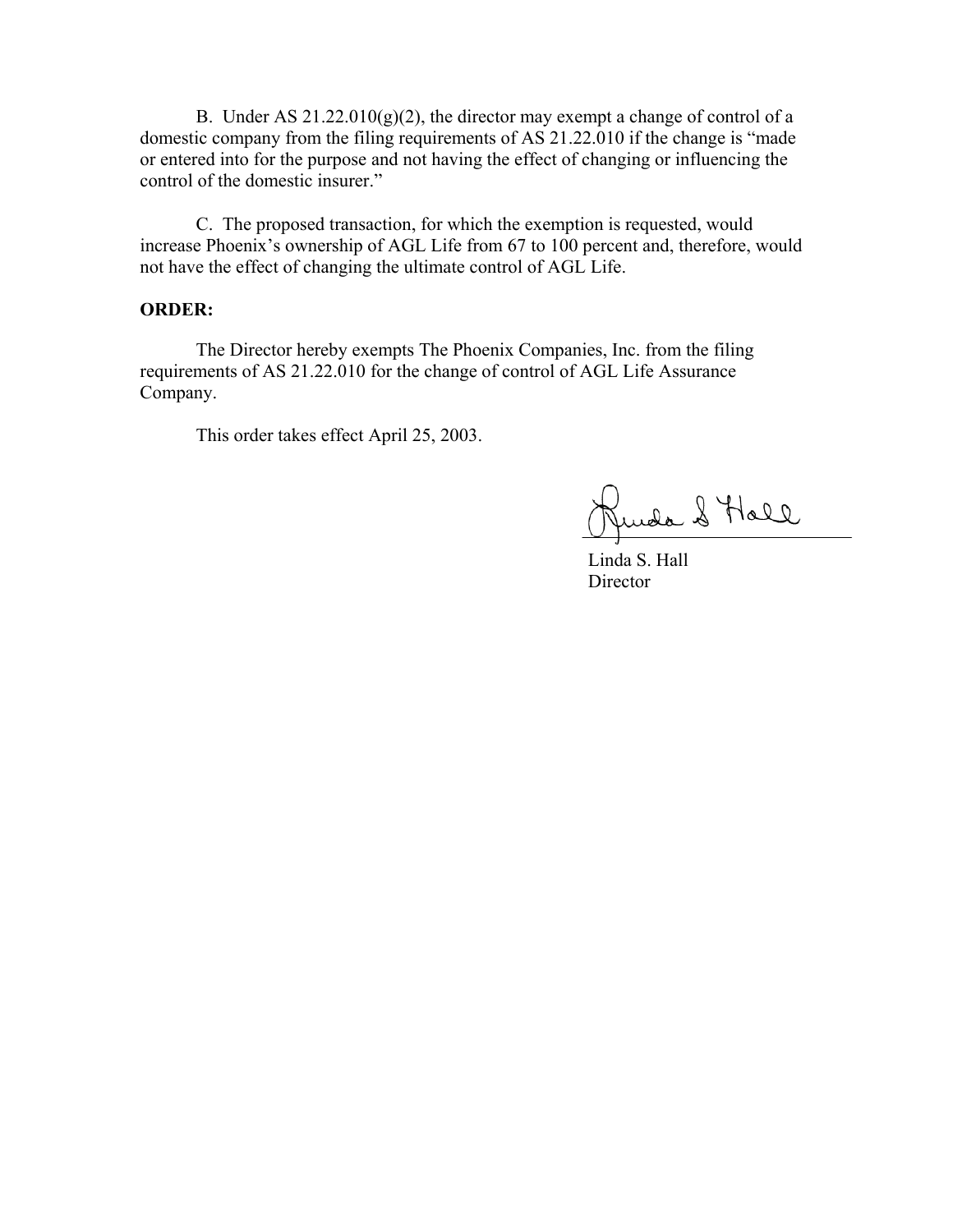B. Under AS 21.22.010(g)(2), the director may exempt a change of control of a domestic company from the filing requirements of AS 21.22.010 if the change is "made or entered into for the purpose and not having the effect of changing or influencing the control of the domestic insurer."

C. The proposed transaction, for which the exemption is requested, would increase Phoenix's ownership of AGL Life from 67 to 100 percent and, therefore, would not have the effect of changing the ultimate control of AGL Life.

**ORDER:**

The Director hereby exempts The Phoenix Companies, Inc. from the filing requirements of AS 21.22.010 for the change of control of AGL Life Assurance Company.

This order takes effect April 25, 2003.

Linda S. Hall
Director